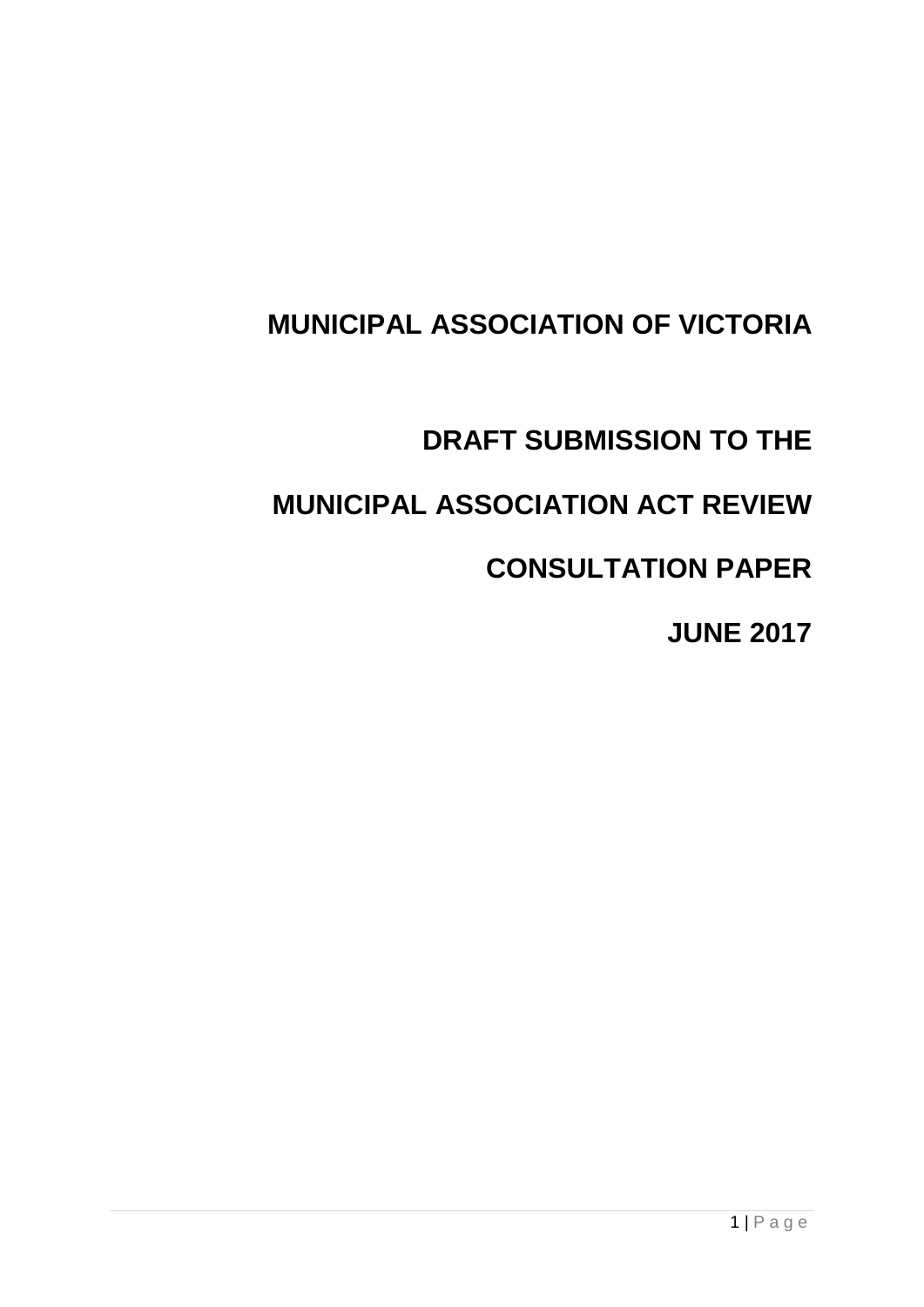# MUNICIPAL ASSOCIATION OF VICTORIA

## DRAFT SUBMISSION TO THE

## MUNICIPAL ASSOCIATION ACT REVIEW

## CONSULTATION PAPER

## JUNE 2017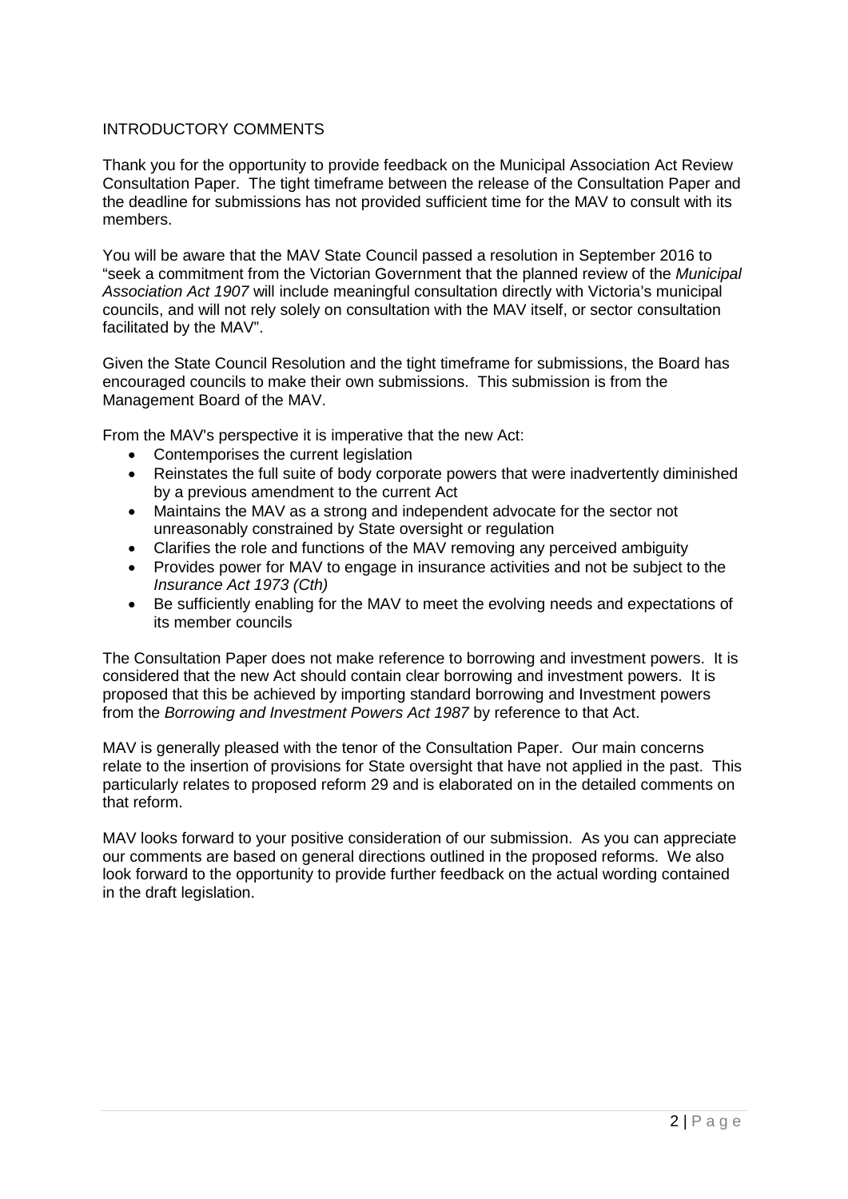## INTRODUCTORY COMMENTS

Thank you for the opportunity to provide feedback on the Municipal Association Act Review Consultation Paper. The tight timeframe between the release of the Consultation Paper and the deadline for submissions has not provided sufficient time for the MAV to consult with its members.

You will be aware that the MAV State Council passed a resolution in September 2016 to "seek a commitment from the Victorian Government that the planned review of the *Municipal Association Act 1907* will include meaningful consultation directly with Victoria's municipal councils, and will not rely solely on consultation with the MAV itself, or sector consultation facilitated by the MAV".

Given the State Council Resolution and the tight timeframe for submissions, the Board has encouraged councils to make their own submissions. This submission is from the Management Board of the MAV.

From the MAV's perspective it is imperative that the new Act:

- Contemporises the current legislation
- Reinstates the full suite of body corporate powers that were inadvertently diminished by a previous amendment to the current Act
- Maintains the MAV as a strong and independent advocate for the sector not unreasonably constrained by State oversight or regulation
- Clarifies the role and functions of the MAV removing any perceived ambiguity
- Provides power for MAV to engage in insurance activities and not be subject to the *Insurance Act 1973 (Cth)*
- Be sufficiently enabling for the MAV to meet the evolving needs and expectations of its member councils

The Consultation Paper does not make reference to borrowing and investment powers. It is considered that the new Act should contain clear borrowing and investment powers. It is proposed that this be achieved by importing standard borrowing and Investment powers from the *Borrowing and Investment Powers Act 1987* by reference to that Act.

MAV is generally pleased with the tenor of the Consultation Paper. Our main concerns relate to the insertion of provisions for State oversight that have not applied in the past. This particularly relates to proposed reform 29 and is elaborated on in the detailed comments on that reform.

MAV looks forward to your positive consideration of our submission. As you can appreciate our comments are based on general directions outlined in the proposed reforms. We also look forward to the opportunity to provide further feedback on the actual wording contained in the draft legislation.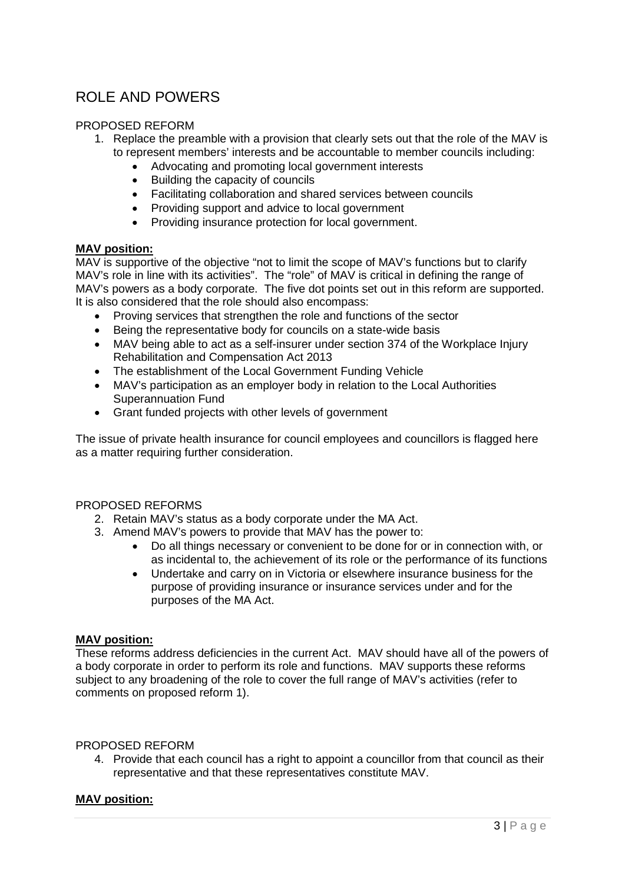## ROLE AND POWERS

PROPOSED REFORM

1. Replace the preamble with a provision that clearly sets out that the role of the MAV is to represent members' interests and be accountable to member councils including:
   - Advocating and promoting local government interests
   - Building the capacity of councils
   - Facilitating collaboration and shared services between councils
   - Providing support and advice to local government
   - Providing insurance protection for local government.

**MAV position:**

MAV is supportive of the objective "not to limit the scope of MAV's functions but to clarify MAV's role in line with its activities". The "role" of MAV is critical in defining the range of MAV's powers as a body corporate. The five dot points set out in this reform are supported. It is also considered that the role should also encompass:

- Proving services that strengthen the role and functions of the sector
- Being the representative body for councils on a state-wide basis
- MAV being able to act as a self-insurer under section 374 of the Workplace Injury Rehabilitation and Compensation Act 2013
- The establishment of the Local Government Funding Vehicle
- MAV's participation as an employer body in relation to the Local Authorities Superannuation Fund
- Grant funded projects with other levels of government

The issue of private health insurance for council employees and councillors is flagged here as a matter requiring further consideration.

PROPOSED REFORMS

2. Retain MAV's status as a body corporate under the MA Act.
3. Amend MAV's powers to provide that MAV has the power to:
   - Do all things necessary or convenient to be done for or in connection with, or as incidental to, the achievement of its role or the performance of its functions
   - Undertake and carry on in Victoria or elsewhere insurance business for the purpose of providing insurance or insurance services under and for the purposes of the MA Act.

**MAV position:**

These reforms address deficiencies in the current Act. MAV should have all of the powers of a body corporate in order to perform its role and functions. MAV supports these reforms subject to any broadening of the role to cover the full range of MAV's activities (refer to comments on proposed reform 1).

PROPOSED REFORM

4. Provide that each council has a right to appoint a councillor from that council as their representative and that these representatives constitute MAV.

**MAV position:**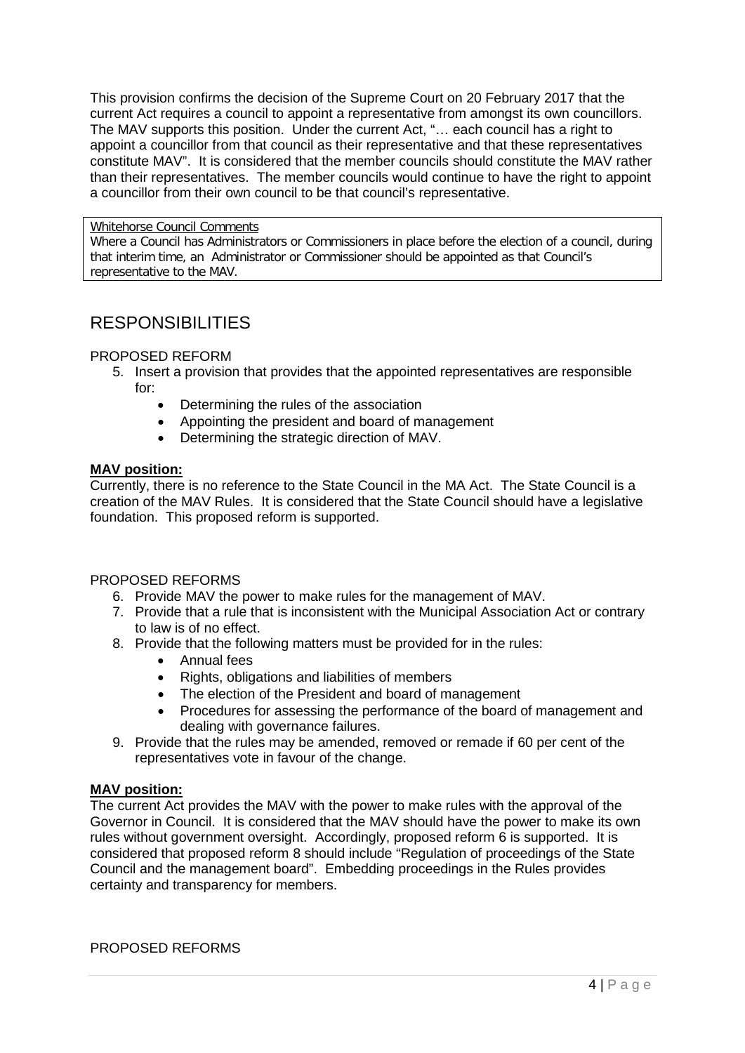This provision confirms the decision of the Supreme Court on 20 February 2017 that the current Act requires a council to appoint a representative from amongst its own councillors. The MAV supports this position. Under the current Act, "… each council has a right to appoint a councillor from that council as their representative and that these representatives constitute MAV". It is considered that the member councils should constitute the MAV rather than their representatives. The member councils would continue to have the right to appoint a councillor from their own council to be that council's representative.

> Whitehorse Council Comments
>
> Where a Council has Administrators or Commissioners in place before the election of a council, during that interim time, an Administrator or Commissioner should be appointed as that Council's representative to the MAV.

## RESPONSIBILITIES

PROPOSED REFORM

5. Insert a provision that provides that the appointed representatives are responsible for:
   - Determining the rules of the association
   - Appointing the president and board of management
   - Determining the strategic direction of MAV.

**MAV position:**

Currently, there is no reference to the State Council in the MA Act. The State Council is a creation of the MAV Rules. It is considered that the State Council should have a legislative foundation. This proposed reform is supported.

PROPOSED REFORMS

6. Provide MAV the power to make rules for the management of MAV.
7. Provide that a rule that is inconsistent with the Municipal Association Act or contrary to law is of no effect.
8. Provide that the following matters must be provided for in the rules:
   - Annual fees
   - Rights, obligations and liabilities of members
   - The election of the President and board of management
   - Procedures for assessing the performance of the board of management and dealing with governance failures.
9. Provide that the rules may be amended, removed or remade if 60 per cent of the representatives vote in favour of the change.

**MAV position:**

The current Act provides the MAV with the power to make rules with the approval of the Governor in Council. It is considered that the MAV should have the power to make its own rules without government oversight. Accordingly, proposed reform 6 is supported. It is considered that proposed reform 8 should include "Regulation of proceedings of the State Council and the management board". Embedding proceedings in the Rules provides certainty and transparency for members.

PROPOSED REFORMS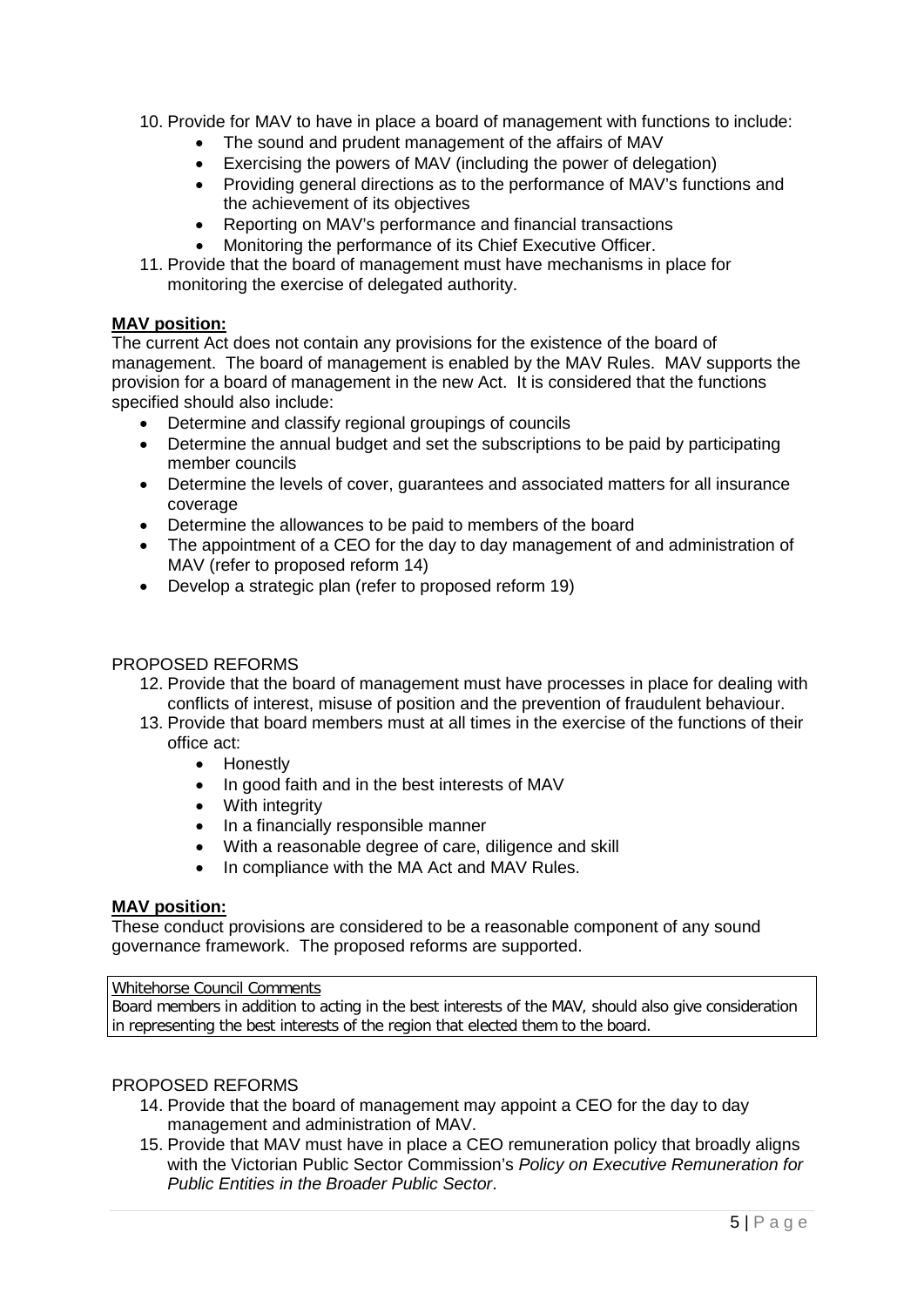10. Provide for MAV to have in place a board of management with functions to include:
    - The sound and prudent management of the affairs of MAV
    - Exercising the powers of MAV (including the power of delegation)
    - Providing general directions as to the performance of MAV's functions and the achievement of its objectives
    - Reporting on MAV's performance and financial transactions
    - Monitoring the performance of its Chief Executive Officer.
11. Provide that the board of management must have mechanisms in place for monitoring the exercise of delegated authority.

**MAV position:**

The current Act does not contain any provisions for the existence of the board of management. The board of management is enabled by the MAV Rules. MAV supports the provision for a board of management in the new Act. It is considered that the functions specified should also include:

- Determine and classify regional groupings of councils
- Determine the annual budget and set the subscriptions to be paid by participating member councils
- Determine the levels of cover, guarantees and associated matters for all insurance coverage
- Determine the allowances to be paid to members of the board
- The appointment of a CEO for the day to day management of and administration of MAV (refer to proposed reform 14)
- Develop a strategic plan (refer to proposed reform 19)

PROPOSED REFORMS

12. Provide that the board of management must have processes in place for dealing with conflicts of interest, misuse of position and the prevention of fraudulent behaviour.
13. Provide that board members must at all times in the exercise of the functions of their office act:
    - Honestly
    - In good faith and in the best interests of MAV
    - With integrity
    - In a financially responsible manner
    - With a reasonable degree of care, diligence and skill
    - In compliance with the MA Act and MAV Rules.

**MAV position:**

These conduct provisions are considered to be a reasonable component of any sound governance framework. The proposed reforms are supported.

Whitehorse Council Comments

Board members in addition to acting in the best interests of the MAV, should also give consideration in representing the best interests of the region that elected them to the board.

PROPOSED REFORMS

14. Provide that the board of management may appoint a CEO for the day to day management and administration of MAV.
15. Provide that MAV must have in place a CEO remuneration policy that broadly aligns with the Victorian Public Sector Commission's *Policy on Executive Remuneration for Public Entities in the Broader Public Sector*.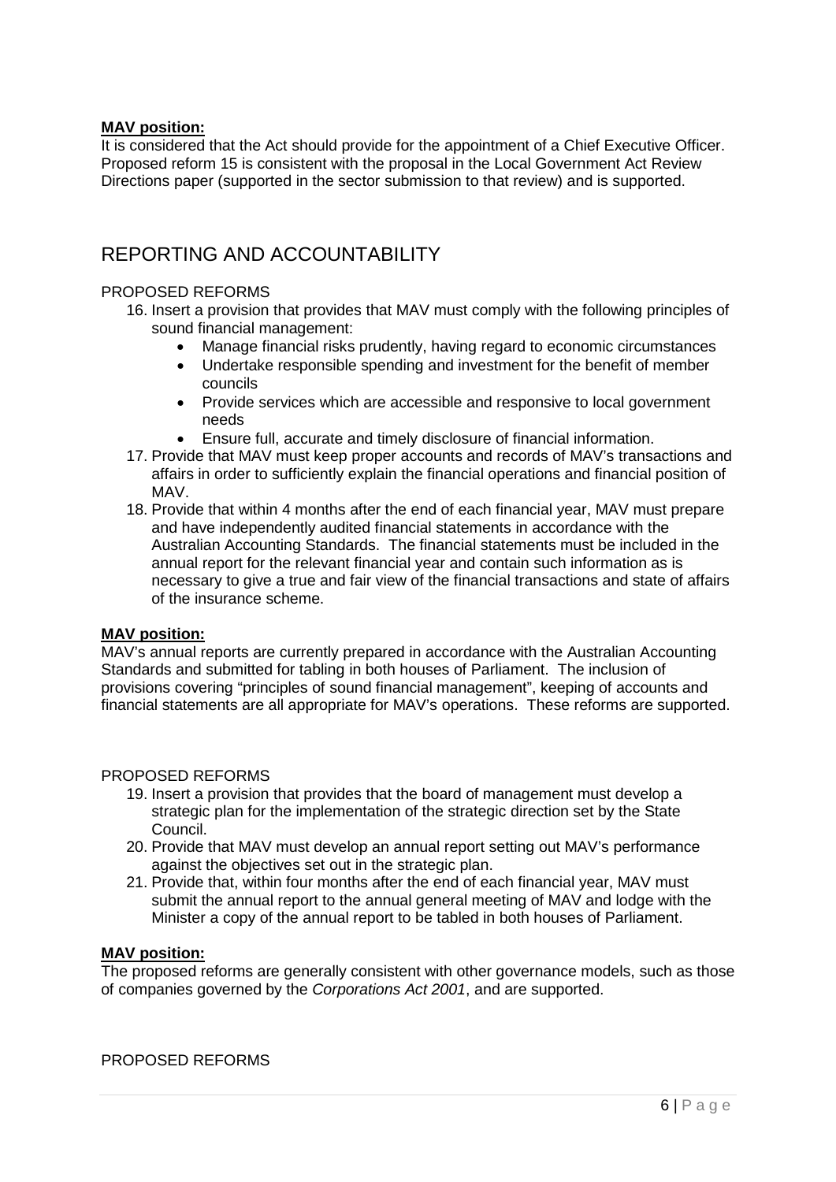**MAV position:**
It is considered that the Act should provide for the appointment of a Chief Executive Officer. Proposed reform 15 is consistent with the proposal in the Local Government Act Review Directions paper (supported in the sector submission to that review) and is supported.

## REPORTING AND ACCOUNTABILITY

PROPOSED REFORMS

16. Insert a provision that provides that MAV must comply with the following principles of sound financial management:
    - Manage financial risks prudently, having regard to economic circumstances
    - Undertake responsible spending and investment for the benefit of member councils
    - Provide services which are accessible and responsive to local government needs
    - Ensure full, accurate and timely disclosure of financial information.
17. Provide that MAV must keep proper accounts and records of MAV's transactions and affairs in order to sufficiently explain the financial operations and financial position of MAV.
18. Provide that within 4 months after the end of each financial year, MAV must prepare and have independently audited financial statements in accordance with the Australian Accounting Standards. The financial statements must be included in the annual report for the relevant financial year and contain such information as is necessary to give a true and fair view of the financial transactions and state of affairs of the insurance scheme.

**MAV position:**
MAV's annual reports are currently prepared in accordance with the Australian Accounting Standards and submitted for tabling in both houses of Parliament. The inclusion of provisions covering "principles of sound financial management", keeping of accounts and financial statements are all appropriate for MAV's operations. These reforms are supported.

PROPOSED REFORMS

19. Insert a provision that provides that the board of management must develop a strategic plan for the implementation of the strategic direction set by the State Council.
20. Provide that MAV must develop an annual report setting out MAV's performance against the objectives set out in the strategic plan.
21. Provide that, within four months after the end of each financial year, MAV must submit the annual report to the annual general meeting of MAV and lodge with the Minister a copy of the annual report to be tabled in both houses of Parliament.

**MAV position:**
The proposed reforms are generally consistent with other governance models, such as those of companies governed by the *Corporations Act 2001*, and are supported.

PROPOSED REFORMS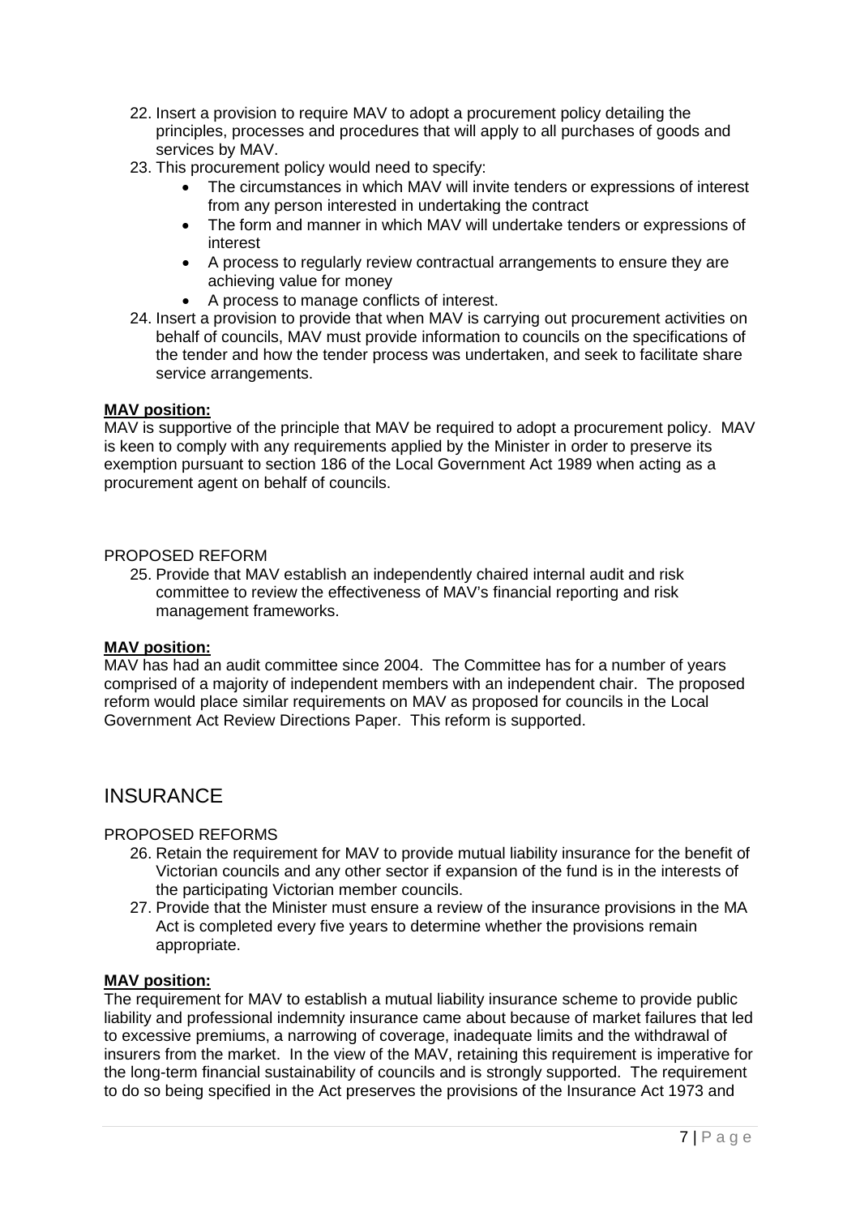22. Insert a provision to require MAV to adopt a procurement policy detailing the principles, processes and procedures that will apply to all purchases of goods and services by MAV.
23. This procurement policy would need to specify:
    - The circumstances in which MAV will invite tenders or expressions of interest from any person interested in undertaking the contract
    - The form and manner in which MAV will undertake tenders or expressions of interest
    - A process to regularly review contractual arrangements to ensure they are achieving value for money
    - A process to manage conflicts of interest.
24. Insert a provision to provide that when MAV is carrying out procurement activities on behalf of councils, MAV must provide information to councils on the specifications of the tender and how the tender process was undertaken, and seek to facilitate share service arrangements.

**MAV position:**
MAV is supportive of the principle that MAV be required to adopt a procurement policy. MAV is keen to comply with any requirements applied by the Minister in order to preserve its exemption pursuant to section 186 of the Local Government Act 1989 when acting as a procurement agent on behalf of councils.

PROPOSED REFORM

25. Provide that MAV establish an independently chaired internal audit and risk committee to review the effectiveness of MAV's financial reporting and risk management frameworks.

**MAV position:**
MAV has had an audit committee since 2004. The Committee has for a number of years comprised of a majority of independent members with an independent chair. The proposed reform would place similar requirements on MAV as proposed for councils in the Local Government Act Review Directions Paper. This reform is supported.

## INSURANCE

PROPOSED REFORMS

26. Retain the requirement for MAV to provide mutual liability insurance for the benefit of Victorian councils and any other sector if expansion of the fund is in the interests of the participating Victorian member councils.
27. Provide that the Minister must ensure a review of the insurance provisions in the MA Act is completed every five years to determine whether the provisions remain appropriate.

**MAV position:**
The requirement for MAV to establish a mutual liability insurance scheme to provide public liability and professional indemnity insurance came about because of market failures that led to excessive premiums, a narrowing of coverage, inadequate limits and the withdrawal of insurers from the market. In the view of the MAV, retaining this requirement is imperative for the long-term financial sustainability of councils and is strongly supported. The requirement to do so being specified in the Act preserves the provisions of the Insurance Act 1973 and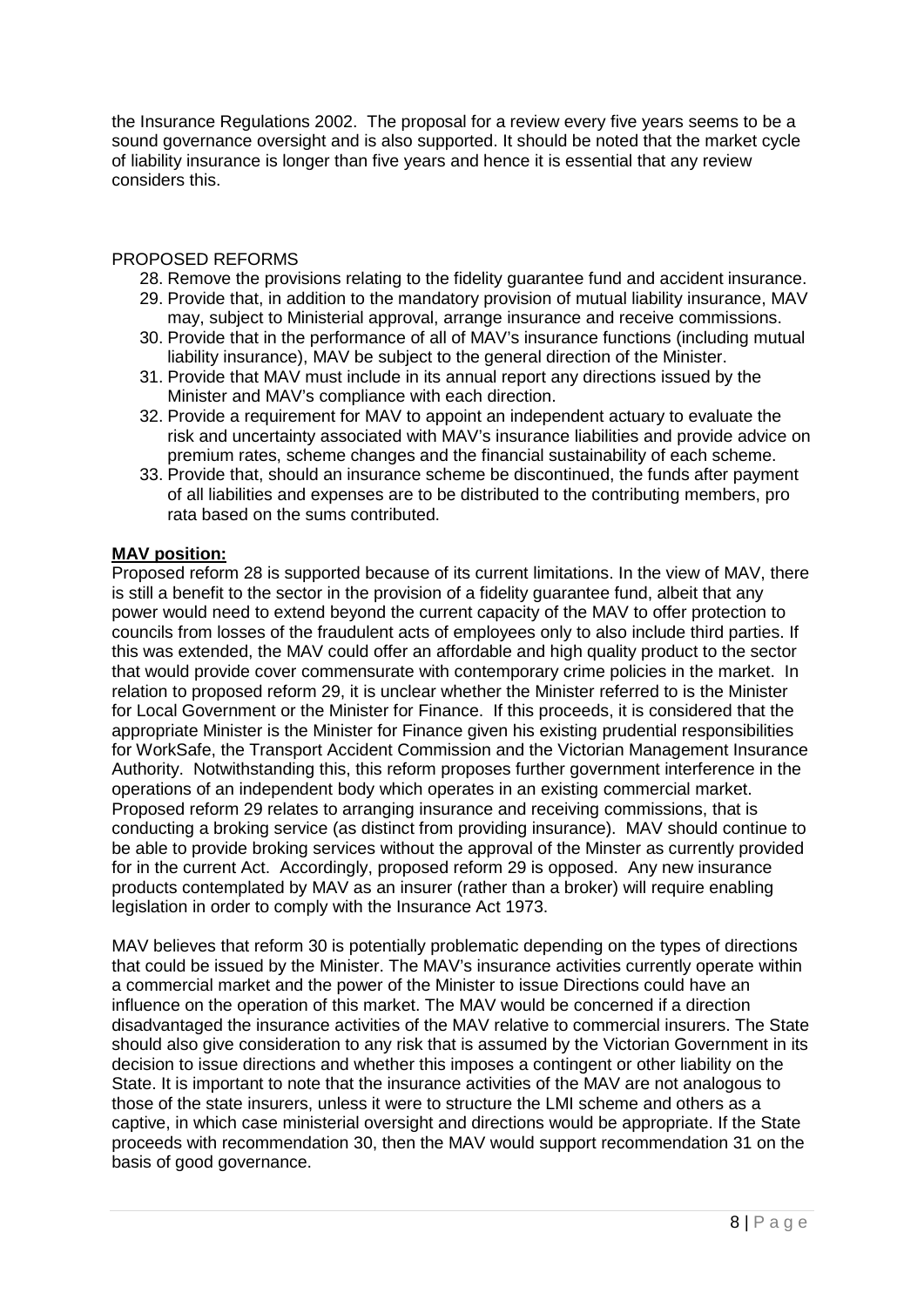the Insurance Regulations 2002. The proposal for a review every five years seems to be a sound governance oversight and is also supported. It should be noted that the market cycle of liability insurance is longer than five years and hence it is essential that any review considers this.

PROPOSED REFORMS

28. Remove the provisions relating to the fidelity guarantee fund and accident insurance.
29. Provide that, in addition to the mandatory provision of mutual liability insurance, MAV may, subject to Ministerial approval, arrange insurance and receive commissions.
30. Provide that in the performance of all of MAV's insurance functions (including mutual liability insurance), MAV be subject to the general direction of the Minister.
31. Provide that MAV must include in its annual report any directions issued by the Minister and MAV's compliance with each direction.
32. Provide a requirement for MAV to appoint an independent actuary to evaluate the risk and uncertainty associated with MAV's insurance liabilities and provide advice on premium rates, scheme changes and the financial sustainability of each scheme.
33. Provide that, should an insurance scheme be discontinued, the funds after payment of all liabilities and expenses are to be distributed to the contributing members, pro rata based on the sums contributed.

**MAV position:**

Proposed reform 28 is supported because of its current limitations. In the view of MAV, there is still a benefit to the sector in the provision of a fidelity guarantee fund, albeit that any power would need to extend beyond the current capacity of the MAV to offer protection to councils from losses of the fraudulent acts of employees only to also include third parties. If this was extended, the MAV could offer an affordable and high quality product to the sector that would provide cover commensurate with contemporary crime policies in the market. In relation to proposed reform 29, it is unclear whether the Minister referred to is the Minister for Local Government or the Minister for Finance. If this proceeds, it is considered that the appropriate Minister is the Minister for Finance given his existing prudential responsibilities for WorkSafe, the Transport Accident Commission and the Victorian Management Insurance Authority. Notwithstanding this, this reform proposes further government interference in the operations of an independent body which operates in an existing commercial market. Proposed reform 29 relates to arranging insurance and receiving commissions, that is conducting a broking service (as distinct from providing insurance). MAV should continue to be able to provide broking services without the approval of the Minster as currently provided for in the current Act. Accordingly, proposed reform 29 is opposed. Any new insurance products contemplated by MAV as an insurer (rather than a broker) will require enabling legislation in order to comply with the Insurance Act 1973.

MAV believes that reform 30 is potentially problematic depending on the types of directions that could be issued by the Minister. The MAV's insurance activities currently operate within a commercial market and the power of the Minister to issue Directions could have an influence on the operation of this market. The MAV would be concerned if a direction disadvantaged the insurance activities of the MAV relative to commercial insurers. The State should also give consideration to any risk that is assumed by the Victorian Government in its decision to issue directions and whether this imposes a contingent or other liability on the State. It is important to note that the insurance activities of the MAV are not analogous to those of the state insurers, unless it were to structure the LMI scheme and others as a captive, in which case ministerial oversight and directions would be appropriate. If the State proceeds with recommendation 30, then the MAV would support recommendation 31 on the basis of good governance.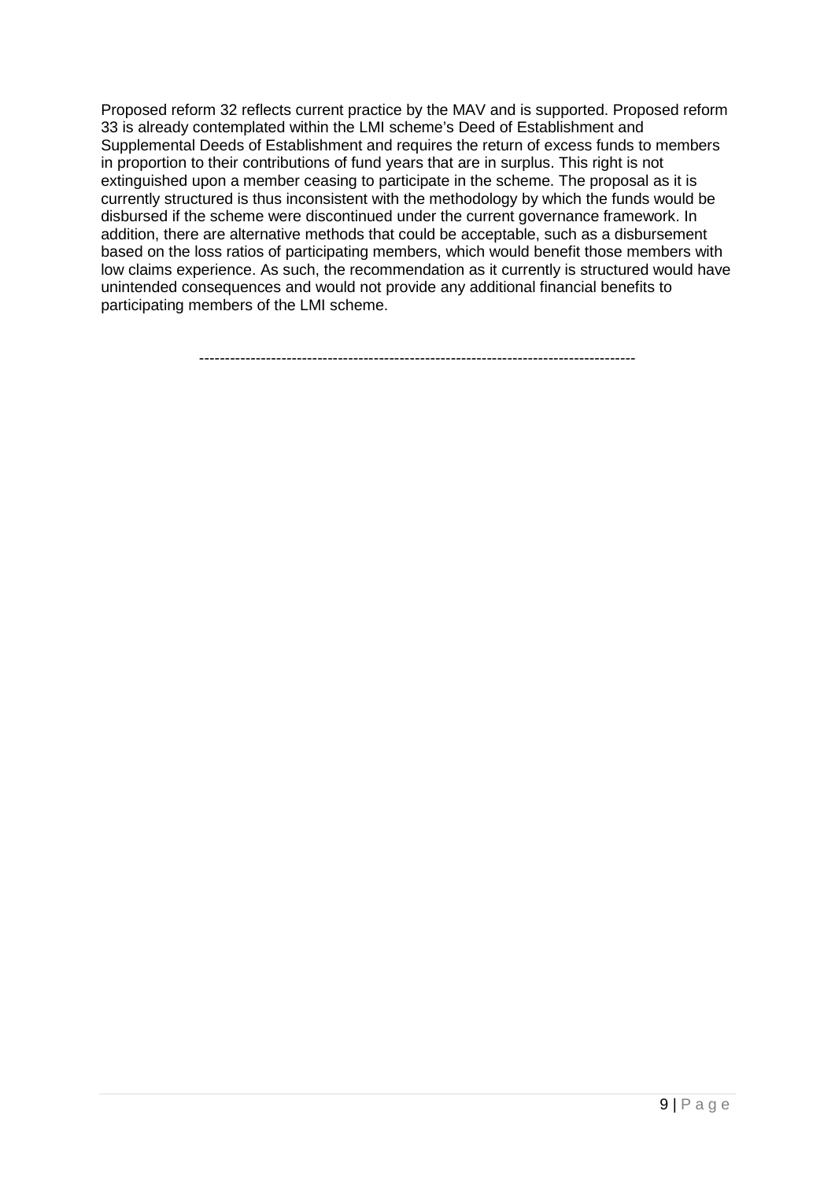Proposed reform 32 reflects current practice by the MAV and is supported. Proposed reform 33 is already contemplated within the LMI scheme's Deed of Establishment and Supplemental Deeds of Establishment and requires the return of excess funds to members in proportion to their contributions of fund years that are in surplus. This right is not extinguished upon a member ceasing to participate in the scheme. The proposal as it is currently structured is thus inconsistent with the methodology by which the funds would be disbursed if the scheme were discontinued under the current governance framework. In addition, there are alternative methods that could be acceptable, such as a disbursement based on the loss ratios of participating members, which would benefit those members with low claims experience. As such, the recommendation as it currently is structured would have unintended consequences and would not provide any additional financial benefits to participating members of the LMI scheme.

-----------------------------------------------------------------------------------